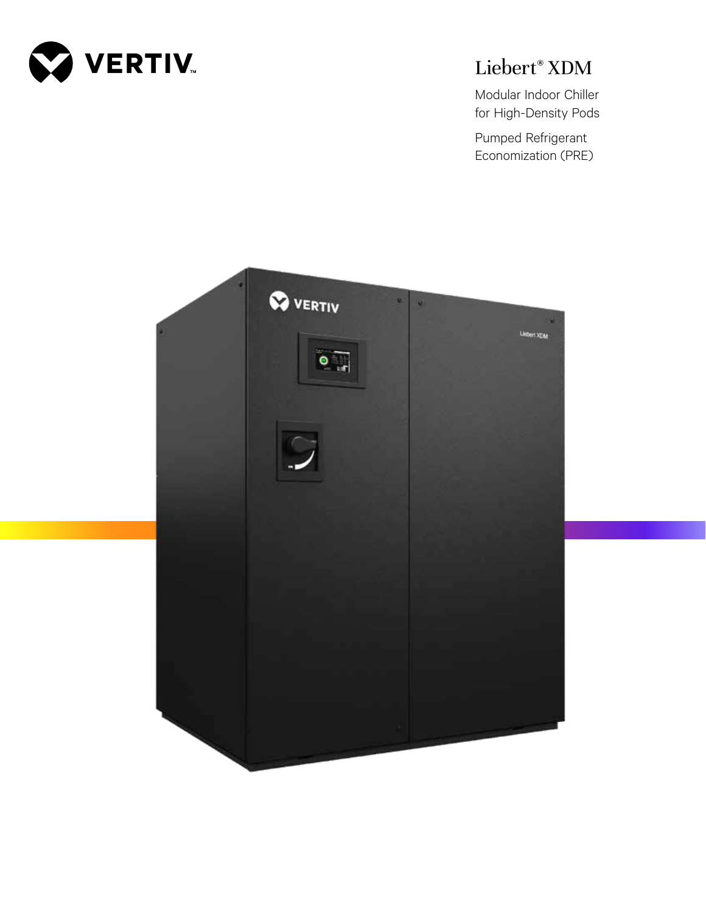VERTIV

# Liebert® XDM

Modular Indoor Chiller for High-Density Pods

Pumped Refrigerant Economization (PRE)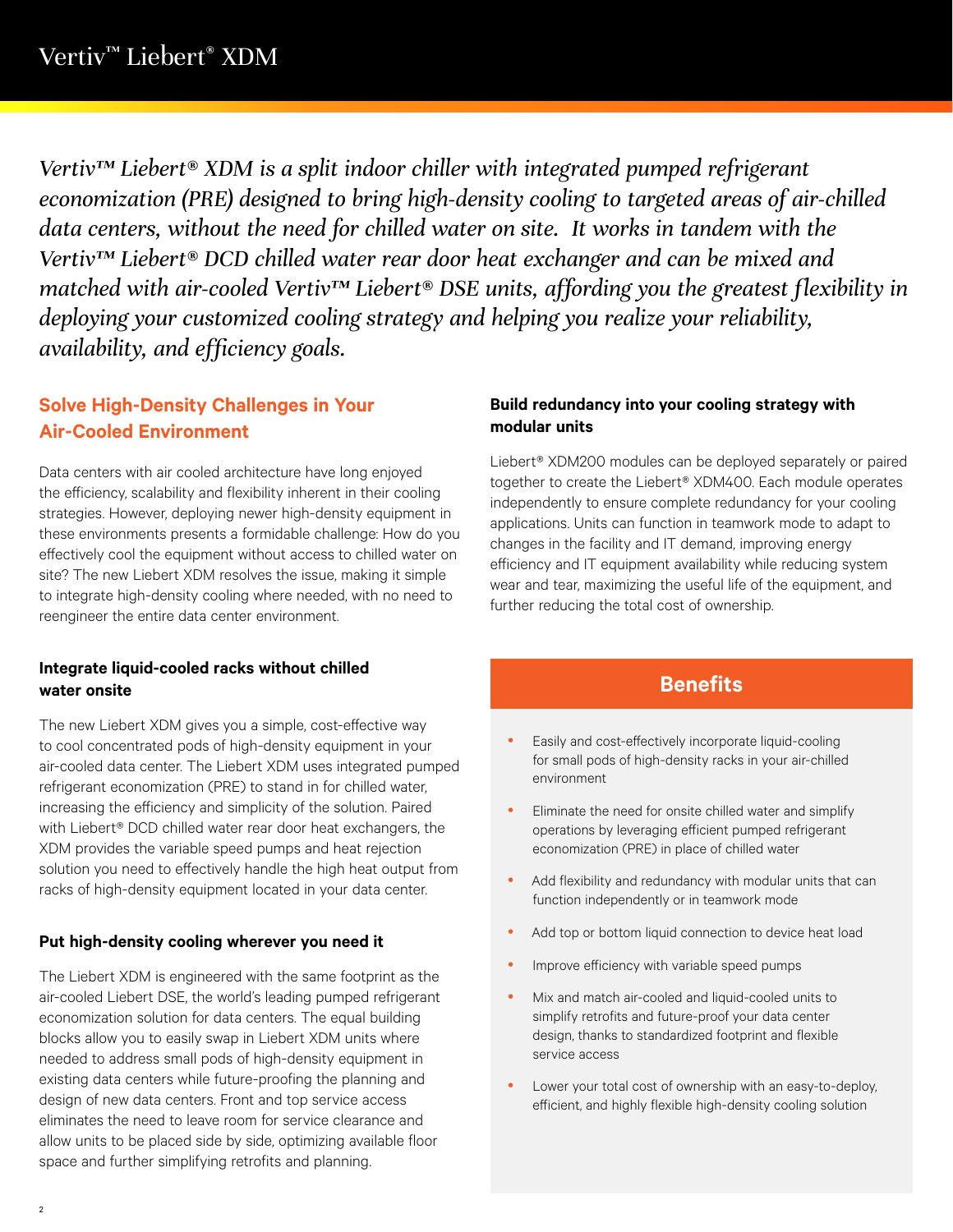*Vertiv™ Liebert® XDM is a split indoor chiller with integrated pumped refrigerant economization (PRE) designed to bring high-density cooling to targeted areas of air-chilled data centers, without the need for chilled water on site. It works in tandem with the Vertiv™ Liebert® DCD chilled water rear door heat exchanger and can be mixed and matched with air-cooled Vertiv™ Liebert® DSE units, affording you the greatest flexibility in deploying your customized cooling strategy and helping you realize your reliability, availability, and efficiency goals.*

## Solve High-Density Challenges in Your Air-Cooled Environment

Data centers with air cooled architecture have long enjoyed the efficiency, scalability and flexibility inherent in their cooling strategies. However, deploying newer high-density equipment in these environments presents a formidable challenge: How do you effectively cool the equipment without access to chilled water on site? The new Liebert XDM resolves the issue, making it simple to integrate high-density cooling where needed, with no need to reengineer the entire data center environment.

### Integrate liquid-cooled racks without chilled water onsite

The new Liebert XDM gives you a simple, cost-effective way to cool concentrated pods of high-density equipment in your air-cooled data center. The Liebert XDM uses integrated pumped refrigerant economization (PRE) to stand in for chilled water, increasing the efficiency and simplicity of the solution. Paired with Liebert® DCD chilled water rear door heat exchangers, the XDM provides the variable speed pumps and heat rejection solution you need to effectively handle the high heat output from racks of high-density equipment located in your data center.

### Put high-density cooling wherever you need it

The Liebert XDM is engineered with the same footprint as the air-cooled Liebert DSE, the world's leading pumped refrigerant economization solution for data centers. The equal building blocks allow you to easily swap in Liebert XDM units where needed to address small pods of high-density equipment in existing data centers while future-proofing the planning and design of new data centers. Front and top service access eliminates the need to leave room for service clearance and allow units to be placed side by side, optimizing available floor space and further simplifying retrofits and planning.

### Build redundancy into your cooling strategy with modular units

Liebert® XDM200 modules can be deployed separately or paired together to create the Liebert® XDM400. Each module operates independently to ensure complete redundancy for your cooling applications. Units can function in teamwork mode to adapt to changes in the facility and IT demand, improving energy efficiency and IT equipment availability while reducing system wear and tear, maximizing the useful life of the equipment, and further reducing the total cost of ownership.

## Benefits

- Easily and cost-effectively incorporate liquid-cooling for small pods of high-density racks in your air-chilled environment
- Eliminate the need for onsite chilled water and simplify operations by leveraging efficient pumped refrigerant economization (PRE) in place of chilled water
- Add flexibility and redundancy with modular units that can function independently or in teamwork mode
- Add top or bottom liquid connection to device heat load
- Improve efficiency with variable speed pumps
- Mix and match air-cooled and liquid-cooled units to simplify retrofits and future-proof your data center design, thanks to standardized footprint and flexible service access
- Lower your total cost of ownership with an easy-to-deploy, efficient, and highly flexible high-density cooling solution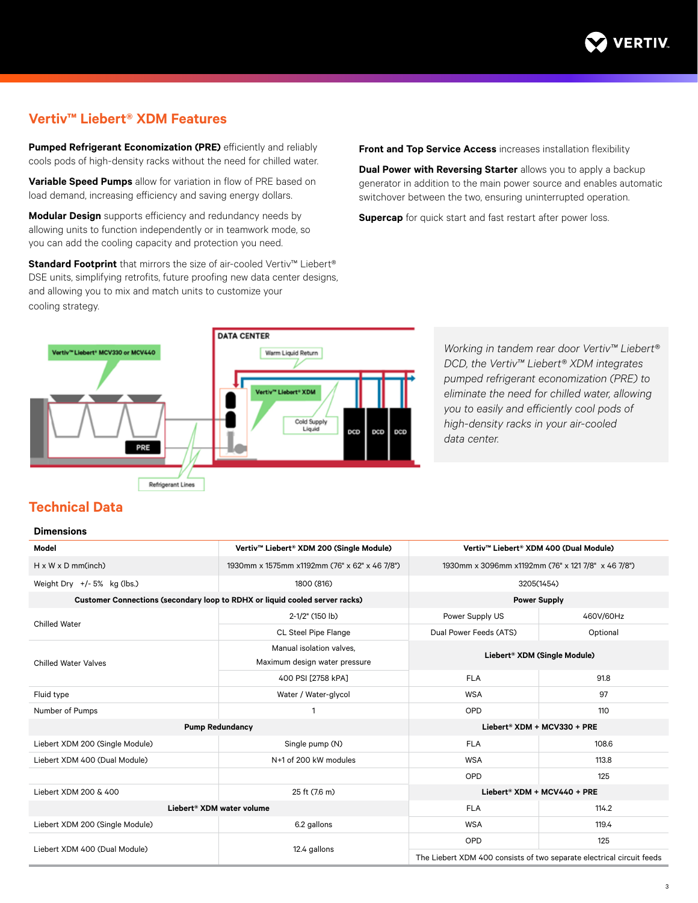## Vertiv™ Liebert® XDM Features

**Pumped Refrigerant Economization (PRE)** efficiently and reliably cools pods of high-density racks without the need for chilled water.

**Variable Speed Pumps** allow for variation in flow of PRE based on load demand, increasing efficiency and saving energy dollars.

**Modular Design** supports efficiency and redundancy needs by allowing units to function independently or in teamwork mode, so you can add the cooling capacity and protection you need.

**Standard Footprint** that mirrors the size of air-cooled Vertiv™ Liebert® DSE units, simplifying retrofits, future proofing new data center designs, and allowing you to mix and match units to customize your cooling strategy.

**Front and Top Service Access** increases installation flexibility

**Dual Power with Reversing Starter** allows you to apply a backup generator in addition to the main power source and enables automatic switchover between the two, ensuring uninterrupted operation.

**Supercap** for quick start and fast restart after power loss.

*Working in tandem rear door Vertiv™ Liebert® DCD, the Vertiv™ Liebert® XDM integrates pumped refrigerant economization (PRE) to eliminate the need for chilled water, allowing you to easily and efficiently cool pods of high-density racks in your air-cooled data center.*

## Technical Data

### Dimensions

| Model | Vertiv™ Liebert® XDM 200 (Single Module) | Vertiv™ Liebert® XDM 400 (Dual Module) | |
|---|---|---|---|
| H x W x D mm(inch) | 1930mm x 1575mm x1192mm (76" x 62" x 46 7/8") | 1930mm x 3096mm x1192mm (76" x 121 7/8" x 46 7/8") | |
| Weight Dry +/- 5% kg (lbs.) | 1800 (816) | 3205(1454) | |
| **Customer Connections (secondary loop to RDHX or liquid cooled server racks)** | | **Power Supply** | |
| Chilled Water | 2-1/2" (150 lb) | Power Supply US | 460V/60Hz |
| | CL Steel Pipe Flange | Dual Power Feeds (ATS) | Optional |
| Chilled Water Valves | Manual isolation valves, Maximum design water pressure | **Liebert® XDM (Single Module)** | |
| | 400 PSI [2758 kPA] | FLA | 91.8 |
| Fluid type | Water / Water-glycol | WSA | 97 |
| Number of Pumps | 1 | OPD | 110 |
| **Pump Redundancy** | | **Liebert® XDM + MCV330 + PRE** | |
| Liebert XDM 200 (Single Module) | Single pump (N) | FLA | 108.6 |
| Liebert XDM 400 (Dual Module) | N+1 of 200 kW modules | WSA | 113.8 |
| | | OPD | 125 |
| Liebert XDM 200 & 400 | 25 ft (7.6 m) | **Liebert® XDM + MCV440 + PRE** | |
| **Liebert® XDM water volume** | | FLA | 114.2 |
| Liebert XDM 200 (Single Module) | 6.2 gallons | WSA | 119.4 |
| Liebert XDM 400 (Dual Module) | 12.4 gallons | OPD | 125 |
| | | The Liebert XDM 400 consists of two separate electrical circuit feeds | |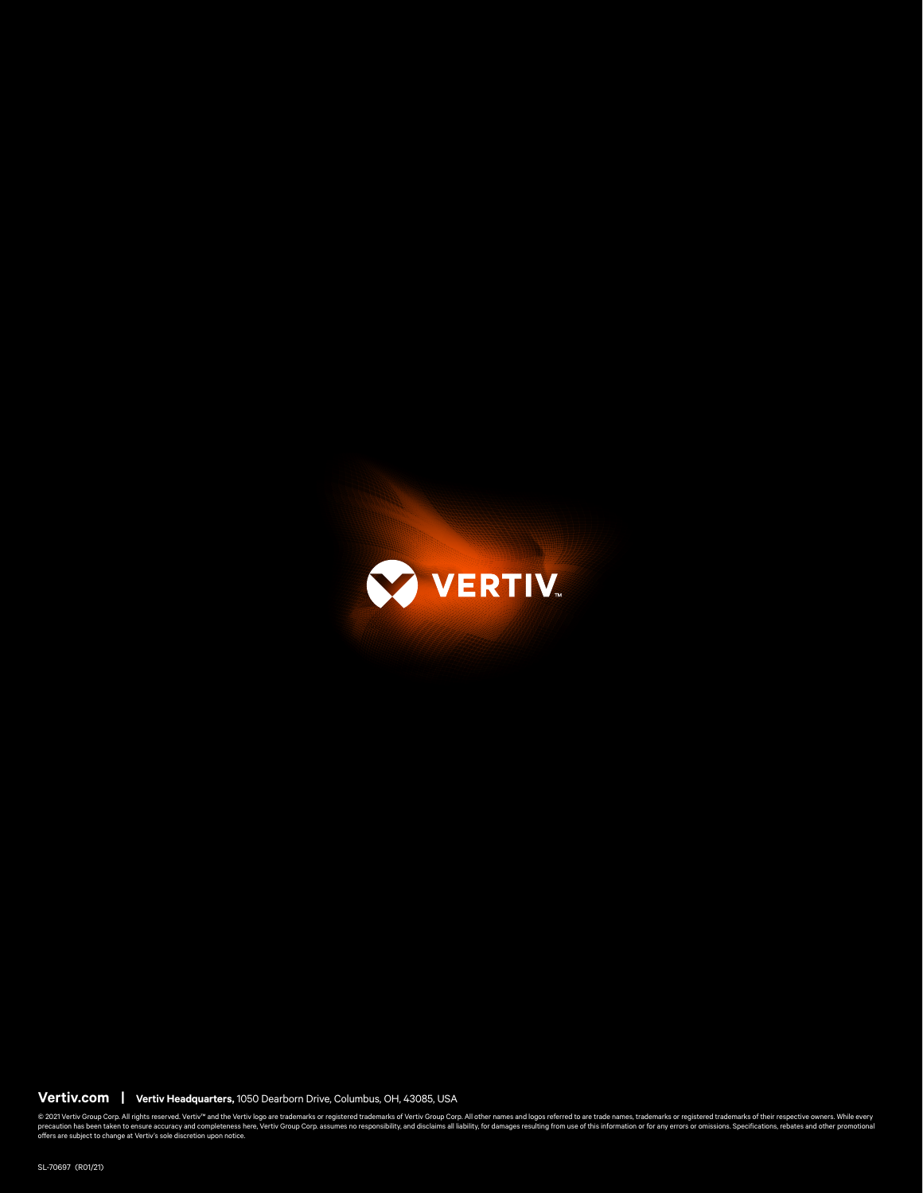VERTIV

**Vertiv.com** | **Vertiv Headquarters,** 1050 Dearborn Drive, Columbus, OH, 43085, USA

© 2021 Vertiv Group Corp. All rights reserved. Vertiv™ and the Vertiv logo are trademarks or registered trademarks of Vertiv Group Corp. All other names and logos referred to are trade names, trademarks or registered trademarks of their respective owners. While every precaution has been taken to ensure accuracy and completeness here, Vertiv Group Corp. assumes no responsibility, and disclaims all liability, for damages resulting from use of this information or for any errors or omissions. Specifications, rebates and other promotional offers are subject to change at Vertiv's sole discretion upon notice.

SL-70697 (R01/21)